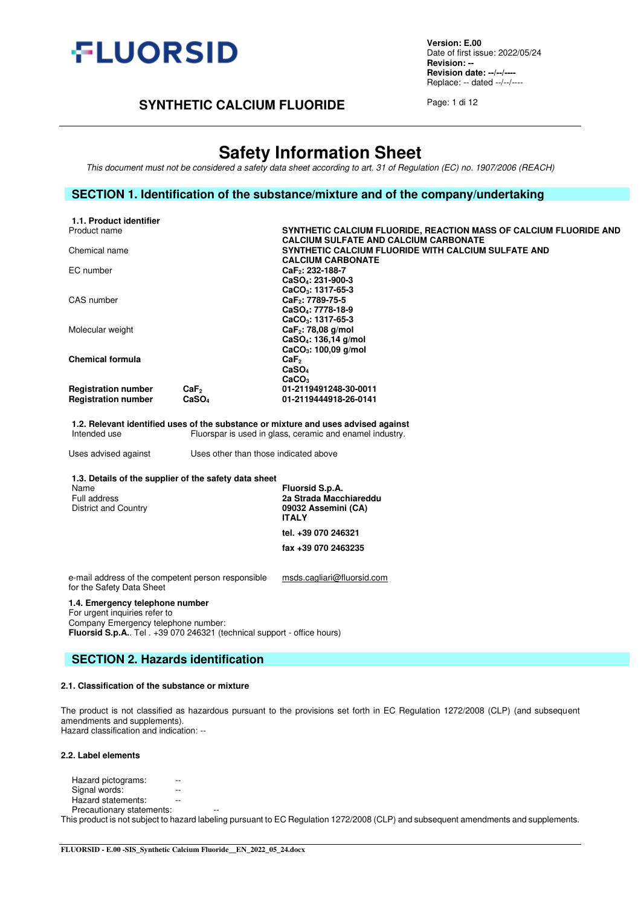# Safety Information Sheet

*This document must not be considered a safety data sheet according to art. 31 of Regulation (EC) no. 1907/2006 (REACH)*

## SECTION 1. Identification of the substance/mixture and of the company/undertaking

### 1.1. Product identifier

| | | |
|---|---|---|
| Product name | | **SYNTHETIC CALCIUM FLUORIDE, REACTION MASS OF CALCIUM FLUORIDE AND CALCIUM SULFATE AND CALCIUM CARBONATE** |
| Chemical name | | **SYNTHETIC CALCIUM FLUORIDE WITH CALCIUM SULFATE AND CALCIUM CARBONATE** |
| EC number | | **$CaF_2$: 232-188-7**<br>**$CaSO_4$: 231-900-3**<br>**$CaCO_3$: 1317-65-3** |
| CAS number | | **$CaF_2$: 7789-75-5**<br>**$CaSO_4$: 7778-18-9**<br>**$CaCO_3$: 1317-65-3** |
| Molecular weight | | **$CaF_2$: 78,08 g/mol**<br>**$CaSO_4$: 136,14 g/mol**<br>**$CaCO_3$: 100,09 g/mol** |
| **Chemical formula** | | **$CaF_2$**<br>**$CaSO_4$**<br>**$CaCO_3$** |
| **Registration number** | **$CaF_2$** | **01-2119491248-30-0011** |
| **Registration number** | **$CaSO_4$** | **01-2119444918-26-0141** |

### 1.2. Relevant identified uses of the substance or mixture and uses advised against

Intended use: Fluorspar is used in glass, ceramic and enamel industry.

Uses advised against: Uses other than those indicated above

### 1.3. Details of the supplier of the safety data sheet

| | |
|---|---|
| Name | **Fluorsid S.p.A.** |
| Full address | **2a Strada Macchiareddu** |
| District and Country | **09032 Assemini (CA)**<br>**ITALY** |
| | **tel. +39 070 246321** |
| | **fax +39 070 2463235** |

e-mail address of the competent person responsible for the Safety Data Sheet: msds.cagliari@fluorsid.com

### 1.4. Emergency telephone number

For urgent inquiries refer to
Company Emergency telephone number:
**Fluorsid S.p.A.**. Tel . +39 070 246321 (technical support - office hours)

## SECTION 2. Hazards identification

### 2.1. Classification of the substance or mixture

The product is not classified as hazardous pursuant to the provisions set forth in EC Regulation 1272/2008 (CLP) (and subsequent amendments and supplements).
Hazard classification and indication: --

### 2.2. Label elements

Hazard pictograms: --
Signal words: --
Hazard statements: --
Precautionary statements: --

This product is not subject to hazard labeling pursuant to EC Regulation 1272/2008 (CLP) and subsequent amendments and supplements.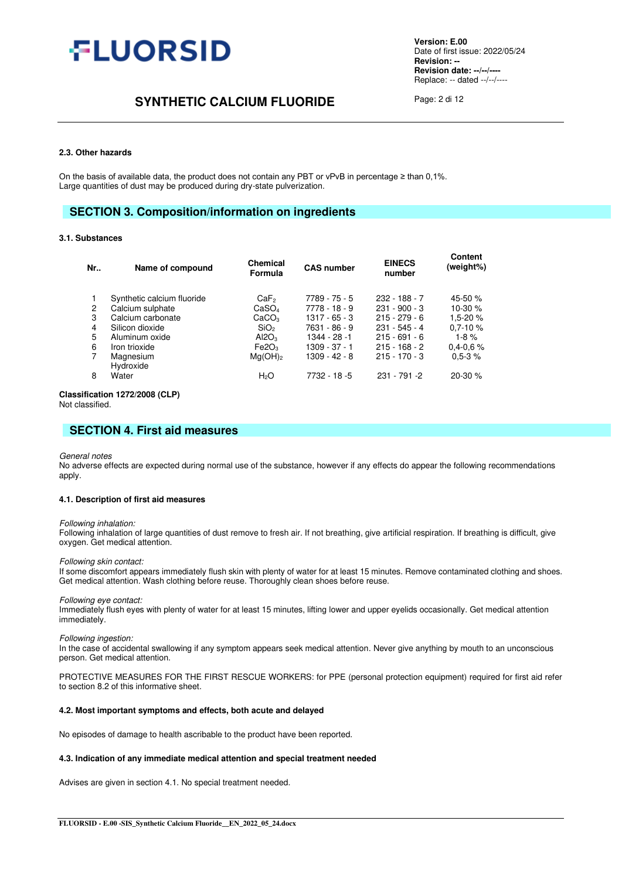#### 2.3. Other hazards

On the basis of available data, the product does not contain any PBT or vPvB in percentage ≥ than 0,1%.
Large quantities of dust may be produced during dry-state pulverization.

## SECTION 3. Composition/information on ingredients

#### 3.1. Substances

| Nr.. | Name of compound | Chemical Formula | CAS number | EINECS number | Content (weight%) |
|---|---|---|---|---|---|
| 1 | Synthetic calcium fluoride | $CaF_2$ | 7789 - 75 - 5 | 232 - 188 - 7 | 45-50 % |
| 2 | Calcium sulphate | $CaSO_4$ | 7778 - 18 - 9 | 231 - 900 - 3 | 10-30 % |
| 3 | Calcium carbonate | $CaCO_3$ | 1317 - 65 - 3 | 215 - 279 - 6 | 1,5-20 % |
| 4 | Silicon dioxide | $SiO_2$ | 7631 - 86 - 9 | 231 - 545 - 4 | 0,7-10 % |
| 5 | Aluminum oxide | $Al2O_3$ | 1344 - 28 -1 | 215 - 691 - 6 | 1-8 % |
| 6 | Iron trioxide | $Fe2O_3$ | 1309 - 37 - 1 | 215 - 168 - 2 | 0,4-0,6 % |
| 7 | Magnesium Hydroxide | $Mg(OH)_2$ | 1309 - 42 - 8 | 215 - 170 - 3 | 0,5-3 % |
| 8 | Water | $H_2O$ | 7732 - 18 -5 | 231 - 791 -2 | 20-30 % |

**Classification 1272/2008 (CLP)**
Not classified.

## SECTION 4. First aid measures

*General notes*
No adverse effects are expected during normal use of the substance, however if any effects do appear the following recommendations apply.

#### 4.1. Description of first aid measures

*Following inhalation:*
Following inhalation of large quantities of dust remove to fresh air. If not breathing, give artificial respiration. If breathing is difficult, give oxygen. Get medical attention.

*Following skin contact:*
If some discomfort appears immediately flush skin with plenty of water for at least 15 minutes. Remove contaminated clothing and shoes. Get medical attention. Wash clothing before reuse. Thoroughly clean shoes before reuse.

*Following eye contact:*
Immediately flush eyes with plenty of water for at least 15 minutes, lifting lower and upper eyelids occasionally. Get medical attention immediately.

*Following ingestion:*
In the case of accidental swallowing if any symptom appears seek medical attention. Never give anything by mouth to an unconscious person. Get medical attention.

PROTECTIVE MEASURES FOR THE FIRST RESCUE WORKERS: for PPE (personal protection equipment) required for first aid refer to section 8.2 of this informative sheet.

#### 4.2. Most important symptoms and effects, both acute and delayed

No episodes of damage to health ascribable to the product have been reported.

#### 4.3. Indication of any immediate medical attention and special treatment needed

Advises are given in section 4.1. No special treatment needed.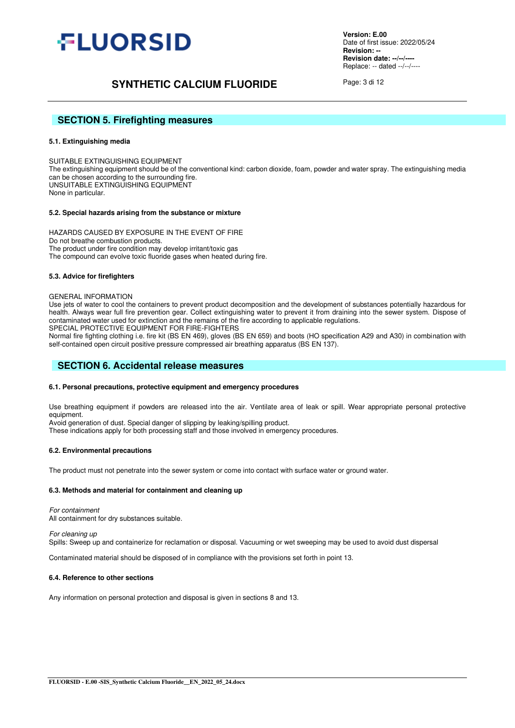## SECTION 5. Firefighting measures

### 5.1. Extinguishing media

SUITABLE EXTINGUISHING EQUIPMENT
The extinguishing equipment should be of the conventional kind: carbon dioxide, foam, powder and water spray. The extinguishing media can be chosen according to the surrounding fire.
UNSUITABLE EXTINGUISHING EQUIPMENT
None in particular.

### 5.2. Special hazards arising from the substance or mixture

HAZARDS CAUSED BY EXPOSURE IN THE EVENT OF FIRE
Do not breathe combustion products.
The product under fire condition may develop irritant/toxic gas
The compound can evolve toxic fluoride gases when heated during fire.

### 5.3. Advice for firefighters

GENERAL INFORMATION
Use jets of water to cool the containers to prevent product decomposition and the development of substances potentially hazardous for health. Always wear full fire prevention gear. Collect extinguishing water to prevent it from draining into the sewer system. Dispose of contaminated water used for extinction and the remains of the fire according to applicable regulations.
SPECIAL PROTECTIVE EQUIPMENT FOR FIRE-FIGHTERS
Normal fire fighting clothing i.e. fire kit (BS EN 469), gloves (BS EN 659) and boots (HO specification A29 and A30) in combination with self-contained open circuit positive pressure compressed air breathing apparatus (BS EN 137).

## SECTION 6. Accidental release measures

### 6.1. Personal precautions, protective equipment and emergency procedures

Use breathing equipment if powders are released into the air. Ventilate area of leak or spill. Wear appropriate personal protective equipment.
Avoid generation of dust. Special danger of slipping by leaking/spilling product.
These indications apply for both processing staff and those involved in emergency procedures.

### 6.2. Environmental precautions

The product must not penetrate into the sewer system or come into contact with surface water or ground water.

### 6.3. Methods and material for containment and cleaning up

*For containment*
All containment for dry substances suitable.

*For cleaning up*
Spills: Sweep up and containerize for reclamation or disposal. Vacuuming or wet sweeping may be used to avoid dust dispersal

Contaminated material should be disposed of in compliance with the provisions set forth in point 13.

### 6.4. Reference to other sections

Any information on personal protection and disposal is given in sections 8 and 13.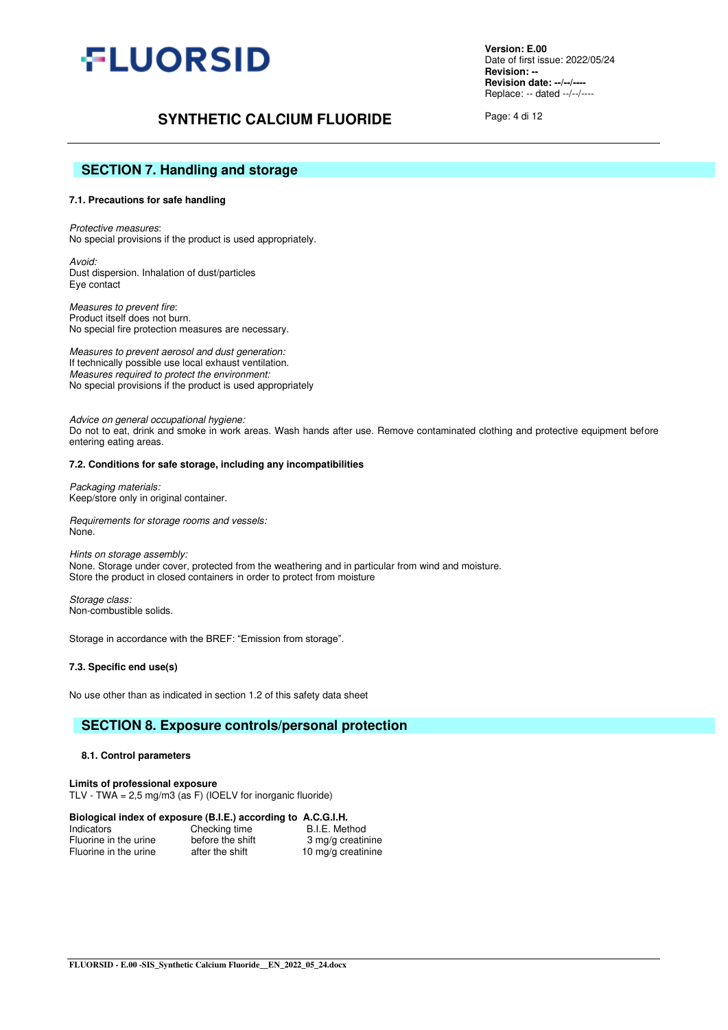## SECTION 7. Handling and storage

### 7.1. Precautions for safe handling

*Protective measures*:
No special provisions if the product is used appropriately.

*Avoid:*
Dust dispersion. Inhalation of dust/particles
Eye contact

*Measures to prevent fire*:
Product itself does not burn.
No special fire protection measures are necessary.

*Measures to prevent aerosol and dust generation:*
If technically possible use local exhaust ventilation.
*Measures required to protect the environment:*
No special provisions if the product is used appropriately

*Advice on general occupational hygiene:*
Do not to eat, drink and smoke in work areas. Wash hands after use. Remove contaminated clothing and protective equipment before entering eating areas.

### 7.2. Conditions for safe storage, including any incompatibilities

*Packaging materials:*
Keep/store only in original container.

*Requirements for storage rooms and vessels:*
None.

*Hints on storage assembly:*
None. Storage under cover, protected from the weathering and in particular from wind and moisture.
Store the product in closed containers in order to protect from moisture

*Storage class:*
Non-combustible solids.

Storage in accordance with the BREF: "Emission from storage".

### 7.3. Specific end use(s)

No use other than as indicated in section 1.2 of this safety data sheet

## SECTION 8. Exposure controls/personal protection

### 8.1. Control parameters

**Limits of professional exposure**
TLV - TWA = 2,5 mg/m3 (as F) (IOELV for inorganic fluoride)

**Biological index of exposure (B.I.E.) according to A.C.G.I.H.**

| Indicators | Checking time | B.I.E. Method |
| --- | --- | --- |
| Fluorine in the urine | before the shift | 3 mg/g creatinine |
| Fluorine in the urine | after the shift | 10 mg/g creatinine |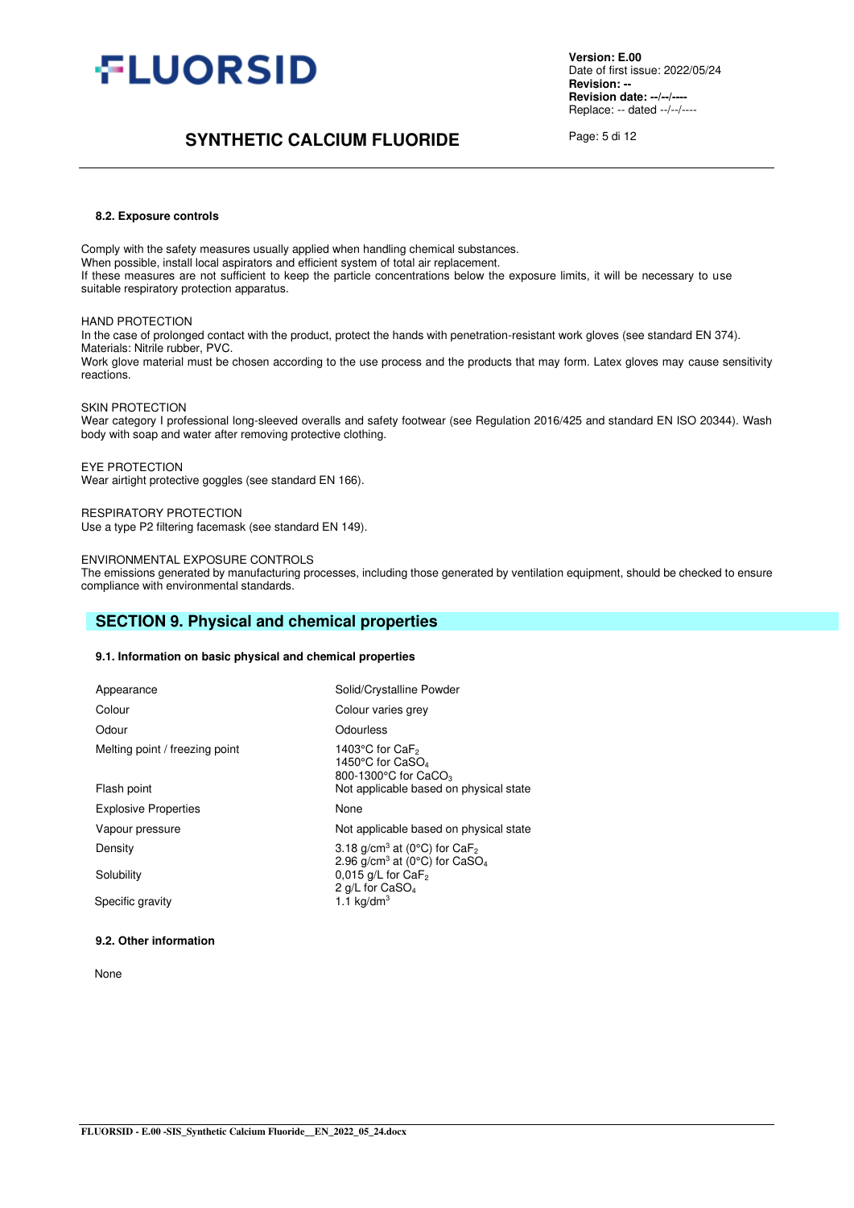#### 8.2. Exposure controls

Comply with the safety measures usually applied when handling chemical substances.
When possible, install local aspirators and efficient system of total air replacement.
If these measures are not sufficient to keep the particle concentrations below the exposure limits, it will be necessary to use suitable respiratory protection apparatus.

HAND PROTECTION
In the case of prolonged contact with the product, protect the hands with penetration-resistant work gloves (see standard EN 374).
Materials: Nitrile rubber, PVC.
Work glove material must be chosen according to the use process and the products that may form. Latex gloves may cause sensitivity reactions.

SKIN PROTECTION
Wear category I professional long-sleeved overalls and safety footwear (see Regulation 2016/425 and standard EN ISO 20344). Wash body with soap and water after removing protective clothing.

EYE PROTECTION
Wear airtight protective goggles (see standard EN 166).

RESPIRATORY PROTECTION
Use a type P2 filtering facemask (see standard EN 149).

ENVIRONMENTAL EXPOSURE CONTROLS
The emissions generated by manufacturing processes, including those generated by ventilation equipment, should be checked to ensure compliance with environmental standards.

## SECTION 9. Physical and chemical properties

#### 9.1. Information on basic physical and chemical properties

| | |
|---|---|
| Appearance | Solid/Crystalline Powder |
| Colour | Colour varies grey |
| Odour | Odourless |
| Melting point / freezing point | 1403°C for $CaF_2$<br>1450°C for $CaSO_4$<br>800-1300°C for $CaCO_3$ |
| Flash point | Not applicable based on physical state |
| Explosive Properties | None |
| Vapour pressure | Not applicable based on physical state |
| Density | 3.18 g/cm$^3$ at (0°C) for $CaF_2$<br>2.96 g/cm$^3$ at (0°C) for $CaSO_4$ |
| Solubility | 0,015 g/L for $CaF_2$<br>2 g/L for $CaSO_4$ |
| Specific gravity | 1.1 kg/dm$^3$ |

#### 9.2. Other information

None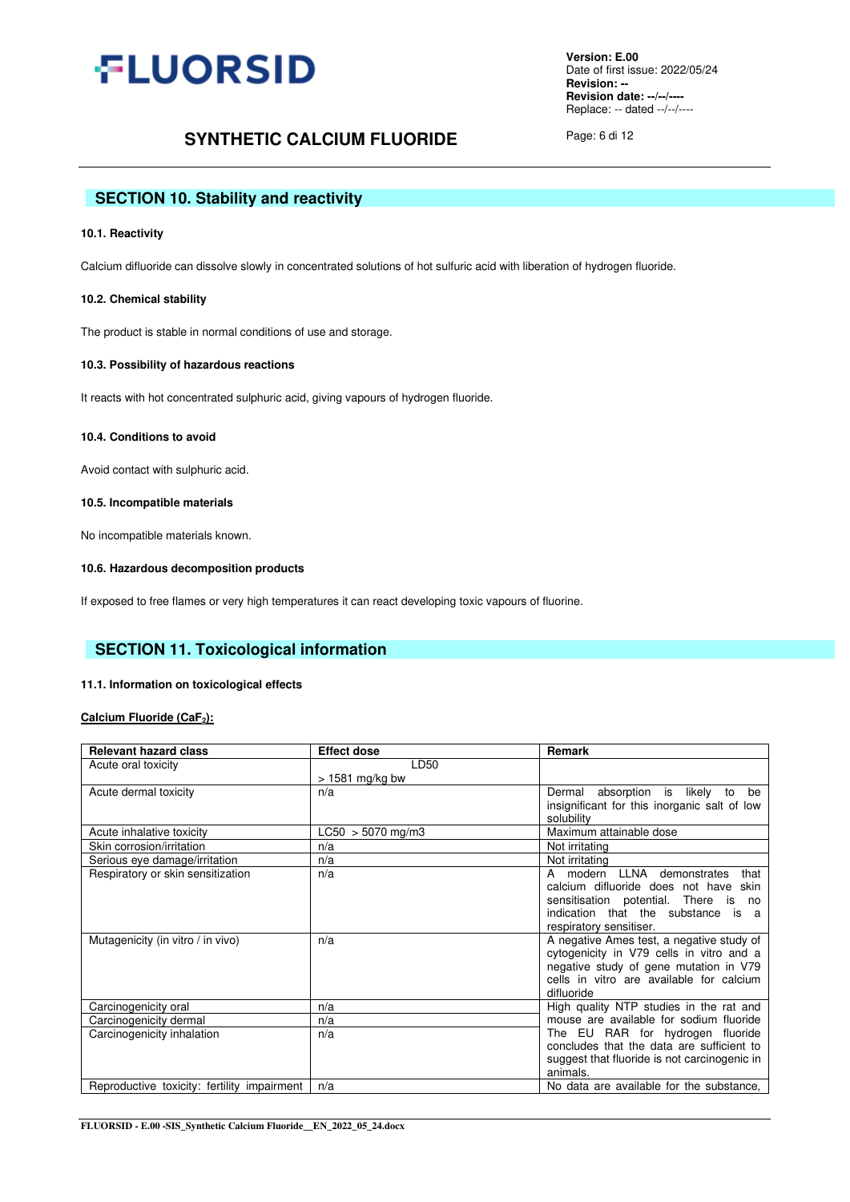## SECTION 10. Stability and reactivity

### 10.1. Reactivity

Calcium difluoride can dissolve slowly in concentrated solutions of hot sulfuric acid with liberation of hydrogen fluoride.

### 10.2. Chemical stability

The product is stable in normal conditions of use and storage.

### 10.3. Possibility of hazardous reactions

It reacts with hot concentrated sulphuric acid, giving vapours of hydrogen fluoride.

### 10.4. Conditions to avoid

Avoid contact with sulphuric acid.

### 10.5. Incompatible materials

No incompatible materials known.

### 10.6. Hazardous decomposition products

If exposed to free flames or very high temperatures it can react developing toxic vapours of fluorine.

## SECTION 11. Toxicological information

### 11.1. Information on toxicological effects

**Calcium Fluoride ($CaF_2$):**

| Relevant hazard class | Effect dose | Remark |
|---|---|---|
| Acute oral toxicity | LD50 > 1581 mg/kg bw | |
| Acute dermal toxicity | n/a | Dermal absorption is likely to be insignificant for this inorganic salt of low solubility |
| Acute inhalative toxicity | LC50 > 5070 mg/m3 | Maximum attainable dose |
| Skin corrosion/irritation | n/a | Not irritating |
| Serious eye damage/irritation | n/a | Not irritating |
| Respiratory or skin sensitization | n/a | A modern LLNA demonstrates that calcium difluoride does not have skin sensitisation potential. There is no indication that the substance is a respiratory sensitiser. |
| Mutagenicity (in vitro / in vivo) | n/a | A negative Ames test, a negative study of cytogenicity in V79 cells in vitro and a negative study of gene mutation in V79 cells in vitro are available for calcium difluoride |
| Carcinogenicity oral | n/a | High quality NTP studies in the rat and mouse are available for sodium fluoride The EU RAR for hydrogen fluoride concludes that the data are sufficient to suggest that fluoride is not carcinogenic in animals. |
| Carcinogenicity dermal | n/a | |
| Carcinogenicity inhalation | n/a | |
| Reproductive toxicity: fertility impairment | n/a | No data are available for the substance, |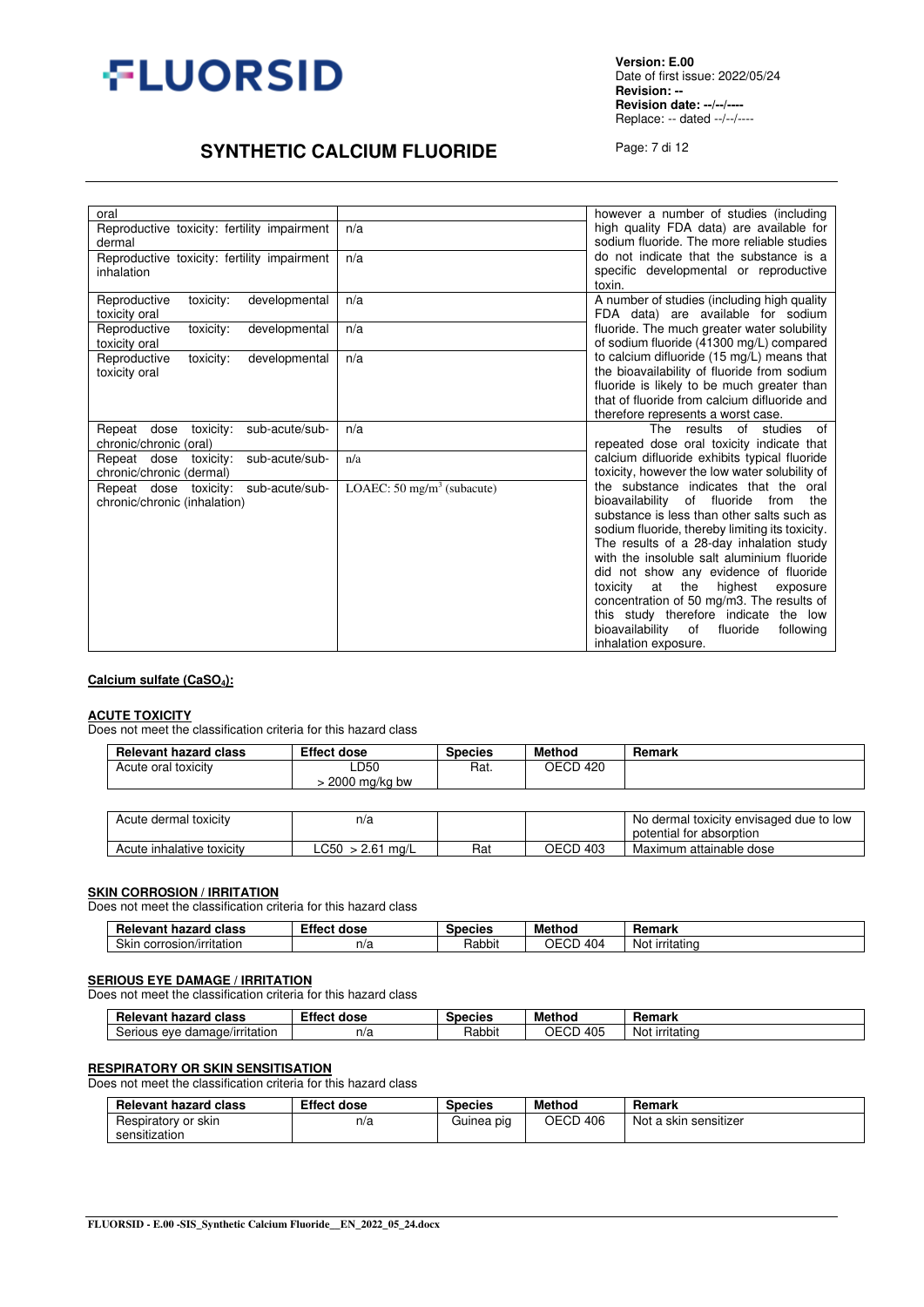| | | |
|---|---|---|
| oral | | however a number of studies (including high quality FDA data) are available for sodium fluoride. The more reliable studies do not indicate that the substance is a specific developmental or reproductive toxin. |
| Reproductive toxicity: fertility impairment dermal | n/a | |
| Reproductive toxicity: fertility impairment inhalation | n/a | |
| Reproductive toxicity: developmental toxicity oral | n/a | A number of studies (including high quality FDA data) are available for sodium fluoride. The much greater water solubility of sodium fluoride (41300 mg/L) compared to calcium difluoride (15 mg/L) means that the bioavailability of fluoride from sodium fluoride is likely to be much greater than that of fluoride from calcium difluoride and therefore represents a worst case. |
| Reproductive toxicity: developmental toxicity oral | n/a | |
| Reproductive toxicity: developmental toxicity oral | n/a | |
| Repeat dose toxicity: sub-acute/sub-chronic/chronic (oral) | n/a | The results of studies of repeated dose oral toxicity indicate that calcium difluoride exhibits typical fluoride toxicity, however the low water solubility of the substance indicates that the oral bioavailability of fluoride from the substance is less than other salts such as sodium fluoride, thereby limiting its toxicity. The results of a 28-day inhalation study with the insoluble salt aluminium fluoride did not show any evidence of fluoride toxicity at the highest exposure concentration of 50 mg/m3. The results of this study therefore indicate the low bioavailability of fluoride following inhalation exposure. |
| Repeat dose toxicity: sub-acute/sub-chronic/chronic (dermal) | n/a | |
| Repeat dose toxicity: sub-acute/sub-chronic/chronic (inhalation) | LOAEC: 50 mg/m$^3$ (subacute) | |

**Calcium sulfate ($CaSO_4$):**

**ACUTE TOXICITY**

Does not meet the classification criteria for this hazard class

| Relevant hazard class | Effect dose | Species | Method | Remark |
|---|---|---|---|---|
| Acute oral toxicity | LD50 > 2000 mg/kg bw | Rat. | OECD 420 | |
| Acute dermal toxicity | n/a | | | No dermal toxicity envisaged due to low potential for absorption |
| Acute inhalative toxicity | LC50 > 2.61 mg/L | Rat | OECD 403 | Maximum attainable dose |

**SKIN CORROSION / IRRITATION**

Does not meet the classification criteria for this hazard class

| Relevant hazard class | Effect dose | Species | Method | Remark |
|---|---|---|---|---|
| Skin corrosion/irritation | n/a | Rabbit | OECD 404 | Not irritating |

**SERIOUS EYE DAMAGE / IRRITATION**

Does not meet the classification criteria for this hazard class

| Relevant hazard class | Effect dose | Species | Method | Remark |
|---|---|---|---|---|
| Serious eye damage/irritation | n/a | Rabbit | OECD 405 | Not irritating |

**RESPIRATORY OR SKIN SENSITISATION**

Does not meet the classification criteria for this hazard class

| Relevant hazard class | Effect dose | Species | Method | Remark |
|---|---|---|---|---|
| Respiratory or skin sensitization | n/a | Guinea pig | OECD 406 | Not a skin sensitizer |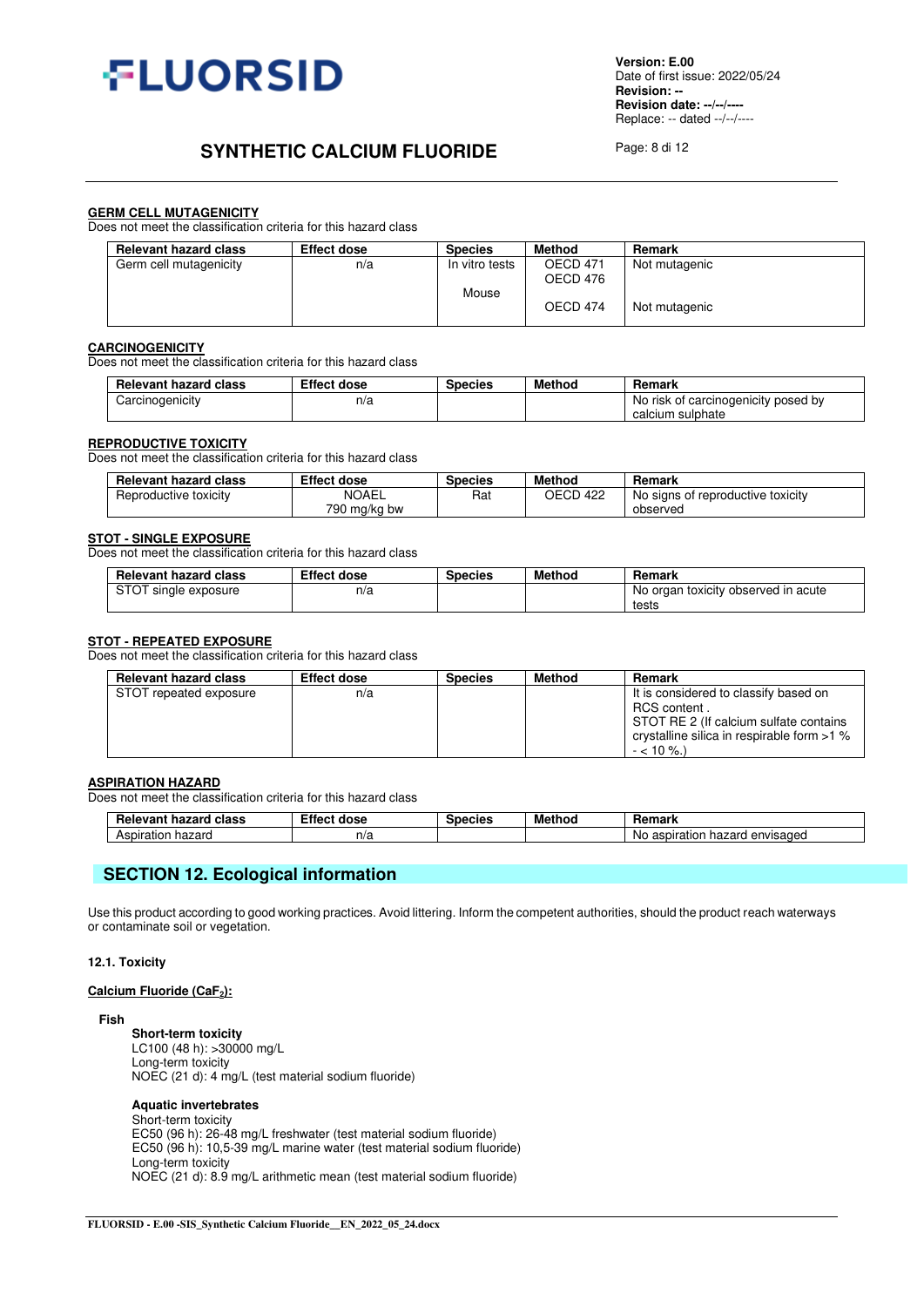### GERM CELL MUTAGENICITY

Does not meet the classification criteria for this hazard class

| Relevant hazard class | Effect dose | Species | Method | Remark |
|---|---|---|---|---|
| Germ cell mutagenicity | n/a | In vitro tests<br><br>Mouse | OECD 471<br>OECD 476<br><br>OECD 474 | Not mutagenic<br><br><br>Not mutagenic |

### CARCINOGENICITY

Does not meet the classification criteria for this hazard class

| Relevant hazard class | Effect dose | Species | Method | Remark |
|---|---|---|---|---|
| Carcinogenicity | n/a | | | No risk of carcinogenicity posed by calcium sulphate |

### REPRODUCTIVE TOXICITY

Does not meet the classification criteria for this hazard class

| Relevant hazard class | Effect dose | Species | Method | Remark |
|---|---|---|---|---|
| Reproductive toxicity | NOAEL<br>790 mg/kg bw | Rat | OECD 422 | No signs of reproductive toxicity observed |

### STOT - SINGLE EXPOSURE

Does not meet the classification criteria for this hazard class

| Relevant hazard class | Effect dose | Species | Method | Remark |
|---|---|---|---|---|
| STOT single exposure | n/a | | | No organ toxicity observed in acute tests |

### STOT - REPEATED EXPOSURE

Does not meet the classification criteria for this hazard class

| Relevant hazard class | Effect dose | Species | Method | Remark |
|---|---|---|---|---|
| STOT repeated exposure | n/a | | | It is considered to classify based on RCS content .<br>STOT RE 2 (If calcium sulfate contains crystalline silica in respirable form >1 % - < 10 %.) |

### ASPIRATION HAZARD

Does not meet the classification criteria for this hazard class

| Relevant hazard class | Effect dose | Species | Method | Remark |
|---|---|---|---|---|
| Aspiration hazard | n/a | | | No aspiration hazard envisaged |

## SECTION 12. Ecological information

Use this product according to good working practices. Avoid littering. Inform the competent authorities, should the product reach waterways or contaminate soil or vegetation.

**12.1. Toxicity**

**Calcium Fluoride ($CaF_2$):**

**Fish**

**Short-term toxicity**
LC100 (48 h): >30000 mg/L
Long-term toxicity
NOEC (21 d): 4 mg/L (test material sodium fluoride)

**Aquatic invertebrates**
Short-term toxicity
EC50 (96 h): 26-48 mg/L freshwater (test material sodium fluoride)
EC50 (96 h): 10,5-39 mg/L marine water (test material sodium fluoride)
Long-term toxicity
NOEC (21 d): 8.9 mg/L arithmetic mean (test material sodium fluoride)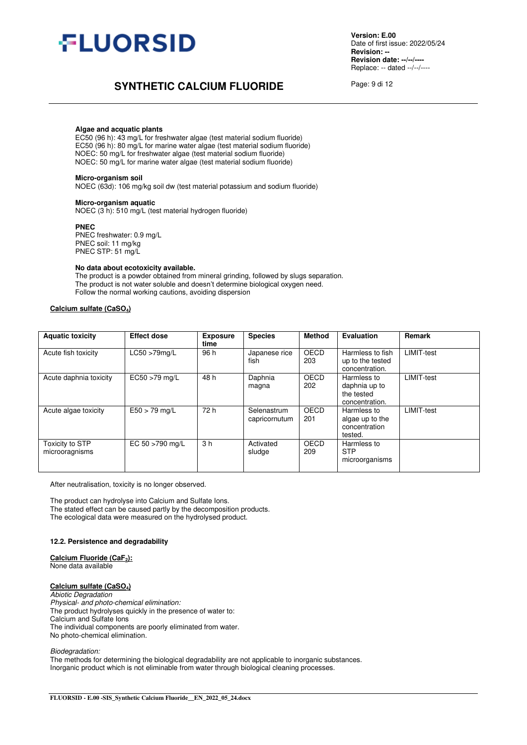**Algae and acquatic plants**
EC50 (96 h): 43 mg/L for freshwater algae (test material sodium fluoride)
EC50 (96 h): 80 mg/L for marine water algae (test material sodium fluoride)
NOEC: 50 mg/L for freshwater algae (test material sodium fluoride)
NOEC: 50 mg/L for marine water algae (test material sodium fluoride)

**Micro-organism soil**
NOEC (63d): 106 mg/kg soil dw (test material potassium and sodium fluoride)

**Micro-organism aquatic**
NOEC (3 h): 510 mg/L (test material hydrogen fluoride)

**PNEC**
PNEC freshwater: 0.9 mg/L
PNEC soil: 11 mg/kg
PNEC STP: 51 mg/L

**No data about ecotoxicity available.**
The product is a powder obtained from mineral grinding, followed by slugs separation.
The product is not water soluble and doesn't determine biological oxygen need.
Follow the normal working cautions, avoiding dispersion

**Calcium sulfate ($CaSO_4$)**

| Aquatic toxicity | Effect dose | Exposure time | Species | Method | Evaluation | Remark |
|---|---|---|---|---|---|---|
| Acute fish toxicity | LC50 >79mg/L | 96 h | Japanese rice fish | OECD 203 | Harmless to fish up to the tested concentration. | LIMIT-test |
| Acute daphnia toxicity | EC50 >79 mg/L | 48 h | Daphnia magna | OECD 202 | Harmless to daphnia up to the tested concentration. | LIMIT-test |
| Acute algae toxicity | E50 > 79 mg/L | 72 h | Selenastrum capricornutum | OECD 201 | Harmless to algae up to the concentration tested. | LIMIT-test |
| Toxicity to STP microoragnisms | EC 50 >790 mg/L | 3 h | Activated sludge | OECD 209 | Harmless to STP microorganisms | |

After neutralisation, toxicity is no longer observed.

The product can hydrolyse into Calcium and Sulfate Ions.
The stated effect can be caused partly by the decomposition products.
The ecological data were measured on the hydrolysed product.

### 12.2. Persistence and degradability

**Calcium Fluoride ($CaF_2$):**
None data available

**Calcium sulfate ($CaSO_4$)**
*Abiotic Degradation*
*Physical- and photo-chemical elimination:*
The product hydrolyses quickly in the presence of water to:
Calcium and Sulfate Ions
The individual components are poorly eliminated from water.
No photo-chemical elimination.

*Biodegradation:*
The methods for determining the biological degradability are not applicable to inorganic substances.
Inorganic product which is not eliminable from water through biological cleaning processes.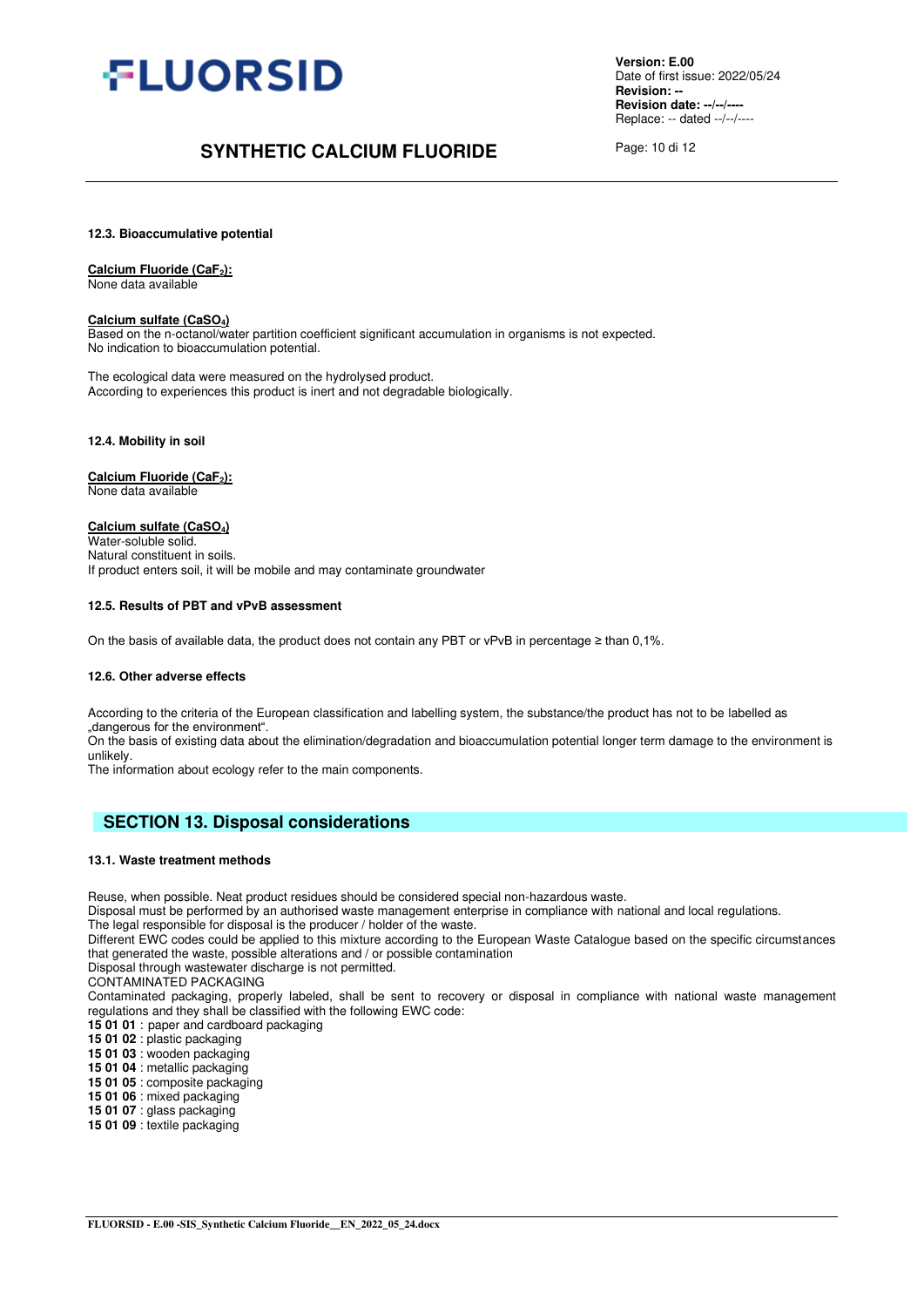#### 12.3. Bioaccumulative potential

**Calcium Fluoride ($CaF_2$):**
None data available

**Calcium sulfate ($CaSO_4$)**
Based on the n-octanol/water partition coefficient significant accumulation in organisms is not expected.
No indication to bioaccumulation potential.

The ecological data were measured on the hydrolysed product.
According to experiences this product is inert and not degradable biologically.

#### 12.4. Mobility in soil

**Calcium Fluoride ($CaF_2$):**
None data available

**Calcium sulfate ($CaSO_4$)**
Water-soluble solid.
Natural constituent in soils.
If product enters soil, it will be mobile and may contaminate groundwater

#### 12.5. Results of PBT and vPvB assessment

On the basis of available data, the product does not contain any PBT or vPvB in percentage ≥ than 0,1%.

#### 12.6. Other adverse effects

According to the criteria of the European classification and labelling system, the substance/the product has not to be labelled as „dangerous for the environment".
On the basis of existing data about the elimination/degradation and bioaccumulation potential longer term damage to the environment is unlikely.
The information about ecology refer to the main components.

## SECTION 13. Disposal considerations

#### 13.1. Waste treatment methods

Reuse, when possible. Neat product residues should be considered special non-hazardous waste.
Disposal must be performed by an authorised waste management enterprise in compliance with national and local regulations.
The legal responsible for disposal is the producer / holder of the waste.
Different EWC codes could be applied to this mixture according to the European Waste Catalogue based on the specific circumstances that generated the waste, possible alterations and / or possible contamination
Disposal through wastewater discharge is not permitted.
CONTAMINATED PACKAGING
Contaminated packaging, properly labeled, shall be sent to recovery or disposal in compliance with national waste management regulations and they shall be classified with the following EWC code:
**15 01 01** : paper and cardboard packaging
**15 01 02** : plastic packaging
**15 01 03** : wooden packaging
**15 01 04** : metallic packaging
**15 01 05** : composite packaging
**15 01 06** : mixed packaging
**15 01 07** : glass packaging
**15 01 09** : textile packaging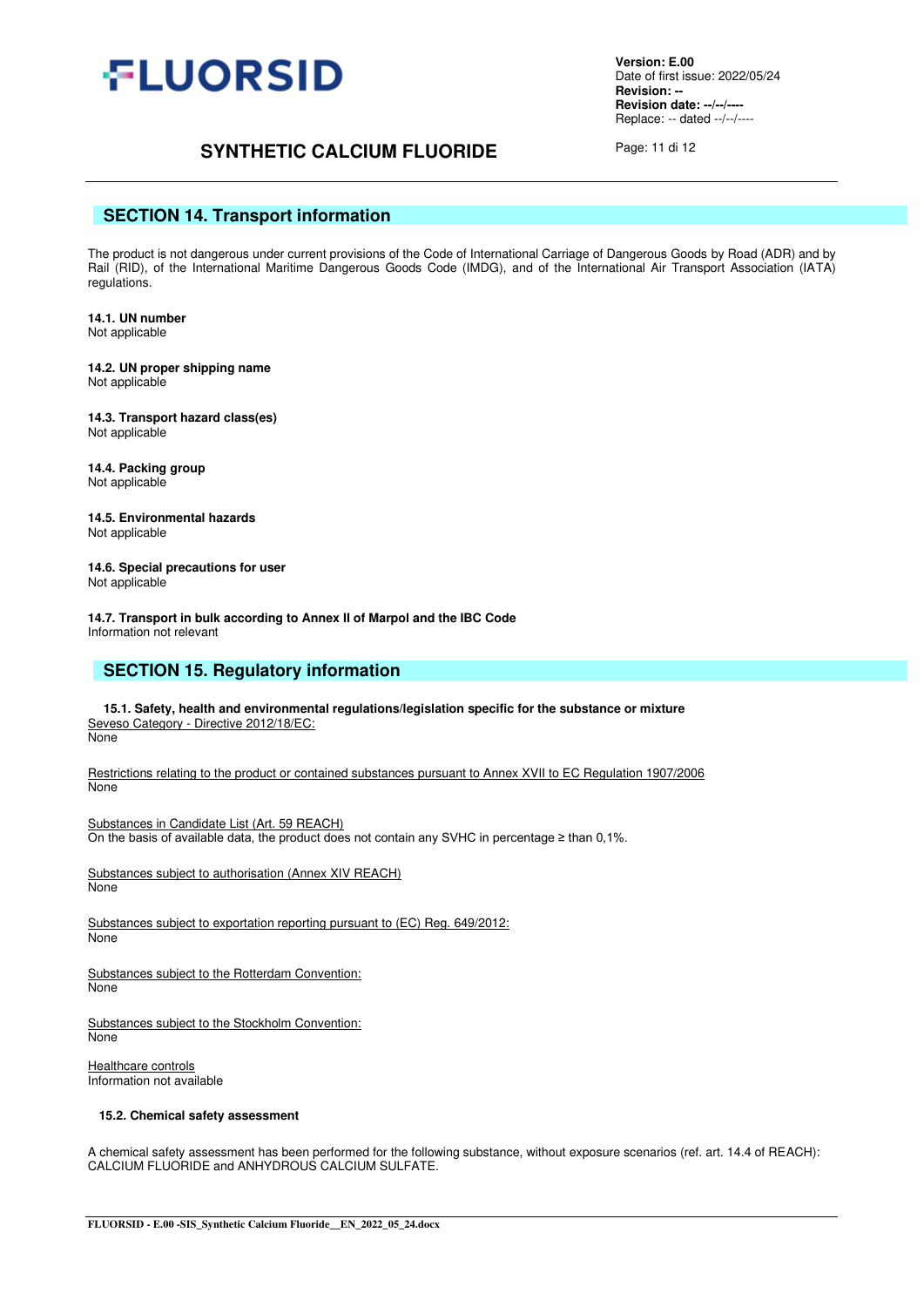## SECTION 14. Transport information

The product is not dangerous under current provisions of the Code of International Carriage of Dangerous Goods by Road (ADR) and by Rail (RID), of the International Maritime Dangerous Goods Code (IMDG), and of the International Air Transport Association (IATA) regulations.

**14.1. UN number**
Not applicable

**14.2. UN proper shipping name**
Not applicable

**14.3. Transport hazard class(es)**
Not applicable

**14.4. Packing group**
Not applicable

**14.5. Environmental hazards**
Not applicable

**14.6. Special precautions for user**
Not applicable

**14.7. Transport in bulk according to Annex II of Marpol and the IBC Code**
Information not relevant

## SECTION 15. Regulatory information

**15.1. Safety, health and environmental regulations/legislation specific for the substance or mixture**

Seveso Category - Directive 2012/18/EC:
None

Restrictions relating to the product or contained substances pursuant to Annex XVII to EC Regulation 1907/2006
None

Substances in Candidate List (Art. 59 REACH)
On the basis of available data, the product does not contain any SVHC in percentage ≥ than 0,1%.

Substances subject to authorisation (Annex XIV REACH)
None

Substances subject to exportation reporting pursuant to (EC) Reg. 649/2012:
None

Substances subject to the Rotterdam Convention:
None

Substances subject to the Stockholm Convention:
None

Healthcare controls
Information not available

**15.2. Chemical safety assessment**

A chemical safety assessment has been performed for the following substance, without exposure scenarios (ref. art. 14.4 of REACH): CALCIUM FLUORIDE and ANHYDROUS CALCIUM SULFATE.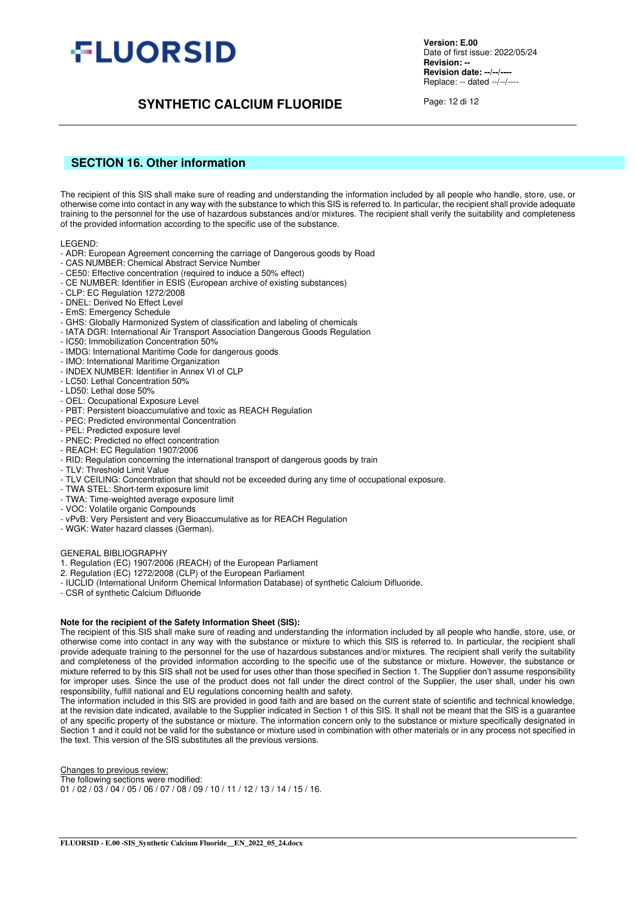## SECTION 16. Other information

The recipient of this SIS shall make sure of reading and understanding the information included by all people who handle, store, use, or otherwise come into contact in any way with the substance to which this SIS is referred to. In particular, the recipient shall provide adequate training to the personnel for the use of hazardous substances and/or mixtures. The recipient shall verify the suitability and completeness of the provided information according to the specific use of the substance.

LEGEND:

- ADR: European Agreement concerning the carriage of Dangerous goods by Road
- CAS NUMBER: Chemical Abstract Service Number
- CE50: Effective concentration (required to induce a 50% effect)
- CE NUMBER: Identifier in ESIS (European archive of existing substances)
- CLP: EC Regulation 1272/2008
- DNEL: Derived No Effect Level
- EmS: Emergency Schedule
- GHS: Globally Harmonized System of classification and labeling of chemicals
- IATA DGR: International Air Transport Association Dangerous Goods Regulation
- IC50: Immobilization Concentration 50%
- IMDG: International Maritime Code for dangerous goods
- IMO: International Maritime Organization
- INDEX NUMBER: Identifier in Annex VI of CLP
- LC50: Lethal Concentration 50%
- LD50: Lethal dose 50%
- OEL: Occupational Exposure Level
- PBT: Persistent bioaccumulative and toxic as REACH Regulation
- PEC: Predicted environmental Concentration
- PEL: Predicted exposure level
- PNEC: Predicted no effect concentration
- REACH: EC Regulation 1907/2006
- RID: Regulation concerning the international transport of dangerous goods by train
- TLV: Threshold Limit Value
- TLV CEILING: Concentration that should not be exceeded during any time of occupational exposure.
- TWA STEL: Short-term exposure limit
- TWA: Time-weighted average exposure limit
- VOC: Volatile organic Compounds
- vPvB: Very Persistent and very Bioaccumulative as for REACH Regulation
- WGK: Water hazard classes (German).

GENERAL BIBLIOGRAPHY

1. Regulation (EC) 1907/2006 (REACH) of the European Parliament
2. Regulation (EC) 1272/2008 (CLP) of the European Parliament

- IUCLID (International Uniform Chemical Information Database) of synthetic Calcium Difluoride.
- CSR of synthetic Calcium Difluoride

**Note for the recipient of the Safety Information Sheet (SIS):**

The recipient of this SIS shall make sure of reading and understanding the information included by all people who handle, store, use, or otherwise come into contact in any way with the substance or mixture to which this SIS is referred to. In particular, the recipient shall provide adequate training to the personnel for the use of hazardous substances and/or mixtures. The recipient shall verify the suitability and completeness of the provided information according to the specific use of the substance or mixture. However, the substance or mixture referred to by this SIS shall not be used for uses other than those specified in Section 1. The Supplier don't assume responsibility for improper uses. Since the use of the product does not fall under the direct control of the Supplier, the user shall, under his own responsibility, fulfill national and EU regulations concerning health and safety.

The information included in this SIS are provided in good faith and are based on the current state of scientific and technical knowledge, at the revision date indicated, available to the Supplier indicated in Section 1 of this SIS. It shall not be meant that the SIS is a guarantee of any specific property of the substance or mixture. The information concern only to the substance or mixture specifically designated in Section 1 and it could not be valid for the substance or mixture used in combination with other materials or in any process not specified in the text. This version of the SIS substitutes all the previous versions.

Changes to previous review:
The following sections were modified:
01 / 02 / 03 / 04 / 05 / 06 / 07 / 08 / 09 / 10 / 11 / 12 / 13 / 14 / 15 / 16.